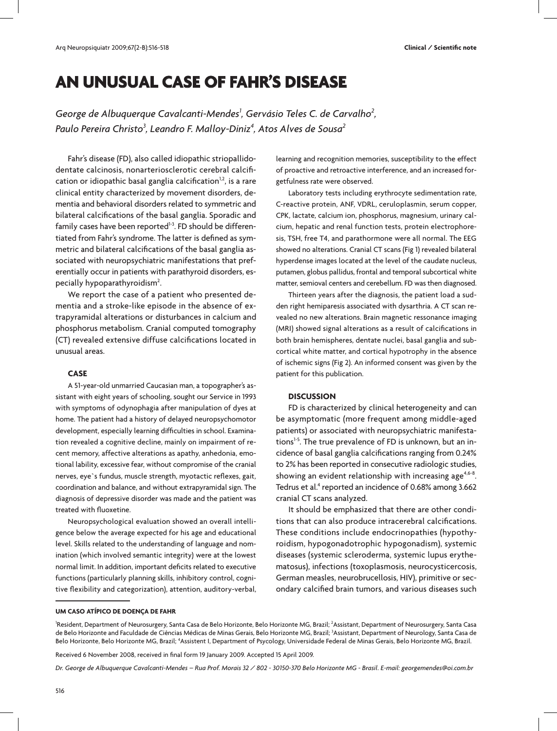# AN UNUSUAL CASE OF FAHR'S DISEASE

*George de Albuquerque Cavalcanti-Mendes[1], Gervásio Teles C. de Carvalho[2], Paulo Pereira Christo[3], Leandro F. Malloy-Diniz[4], Atos Alves de Sousa[2]*

Fahr's disease (FD), also called idiopathic striopallidodentate calcinosis, nonarteriosclerotic cerebral calcification or idiopathic basal ganglia calcification[1,2], is a rare clinical entity characterized by movement disorders, dementia and behavioral disorders related to symmetric and bilateral calcifications of the basal ganglia. Sporadic and family cases have been reported[1-3]. FD should be differentiated from Fahr's syndrome. The latter is defined as symmetric and bilateral calcifications of the basal ganglia associated with neuropsychiatric manifestations that preferentially occur in patients with parathyroid disorders, especially hypoparathyroidism[2].

We report the case of a patient who presented dementia and a stroke-like episode in the absence of extrapyramidal alterations or disturbances in calcium and phosphorus metabolism. Cranial computed tomography (CT) revealed extensive diffuse calcifications located in unusual areas.

## CASE

A 51-year-old unmarried Caucasian man, a topographer's assistant with eight years of schooling, sought our Service in 1993 with symptoms of odynophagia after manipulation of dyes at home. The patient had a history of delayed neuropsychomotor development, especially learning difficulties in school. Examination revealed a cognitive decline, mainly on impairment of recent memory, affective alterations as apathy, anhedonia, emotional lability, excessive fear, without compromise of the cranial nerves, eye`s fundus, muscle strength, myotactic reflexes, gait, coordination and balance, and without extrapyramidal sign. The diagnosis of depressive disorder was made and the patient was treated with fluoxetine.

Neuropsychological evaluation showed an overall intelligence below the average expected for his age and educational level. Skills related to the understanding of language and nomination (which involved semantic integrity) were at the lowest normal limit. In addition, important deficits related to executive functions (particularly planning skills, inhibitory control, cognitive flexibility and categorization), attention, auditory-verbal, learning and recognition memories, susceptibility to the effect of proactive and retroactive interference, and an increased forgetfulness rate were observed.

Laboratory tests including erythrocyte sedimentation rate, C-reactive protein, ANF, VDRL, ceruloplasmin, serum copper, CPK, lactate, calcium ion, phosphorus, magnesium, urinary calcium, hepatic and renal function tests, protein electrophoresis, TSH, free T4, and parathormone were all normal. The EEG showed no alterations. Cranial CT scans (Fig 1) revealed bilateral hyperdense images located at the level of the caudate nucleus, putamen, globus pallidus, frontal and temporal subcortical white matter, semioval centers and cerebellum. FD was then diagnosed.

Thirteen years after the diagnosis, the patient load a sudden right hemiparesis associated with dysarthria. A CT scan revealed no new alterations. Brain magnetic ressonance imaging (MRI) showed signal alterations as a result of calcifications in both brain hemispheres, dentate nuclei, basal ganglia and subcortical white matter, and cortical hypotrophy in the absence of ischemic signs (Fig 2). An informed consent was given by the patient for this publication.

## DISCUSSION

FD is characterized by clinical heterogeneity and can be asymptomatic (more frequent among middle-aged patients) or associated with neuropsychiatric manifestations[1-5]. The true prevalence of FD is unknown, but an incidence of basal ganglia calcifications ranging from 0.24% to 2% has been reported in consecutive radiologic studies, showing an evident relationship with increasing age[4,6-8]. Tedrus et al.[4] reported an incidence of 0.68% among 3.662 cranial CT scans analyzed.

It should be emphasized that there are other conditions that can also produce intracerebral calcifications. These conditions include endocrinopathies (hypothyroidism, hypogonadotrophic hypogonadism), systemic diseases (systemic scleroderma, systemic lupus erythematosus), infections (toxoplasmosis, neurocysticercosis, German measles, neurobrucellosis, HIV), primitive or secondary calcified brain tumors, and various diseases such

**UM CASO ATÍPICO DE DOENÇA DE FAHR**

[1]Resident, Department of Neurosurgery, Santa Casa de Belo Horizonte, Belo Horizonte MG, Brazil; [2]Assistant, Department of Neurosurgery, Santa Casa de Belo Horizonte and Faculdade de Ciências Médicas de Minas Gerais, Belo Horizonte MG, Brazil; [3]Assistant, Department of Neurology, Santa Casa de Belo Horizonte, Belo Horizonte MG, Brazil; [4]Assistent I, Department of Psycology, Universidade Federal de Minas Gerais, Belo Horizonte MG, Brazil.

Received 6 November 2008, received in final form 19 January 2009. Accepted 15 April 2009.

*Dr. George de Albuquerque Cavalcanti-Mendes – Rua Prof. Morais 32 / 802 - 30150-370 Belo Horizonte MG - Brasil. E-mail: georgemendes@oi.com.br*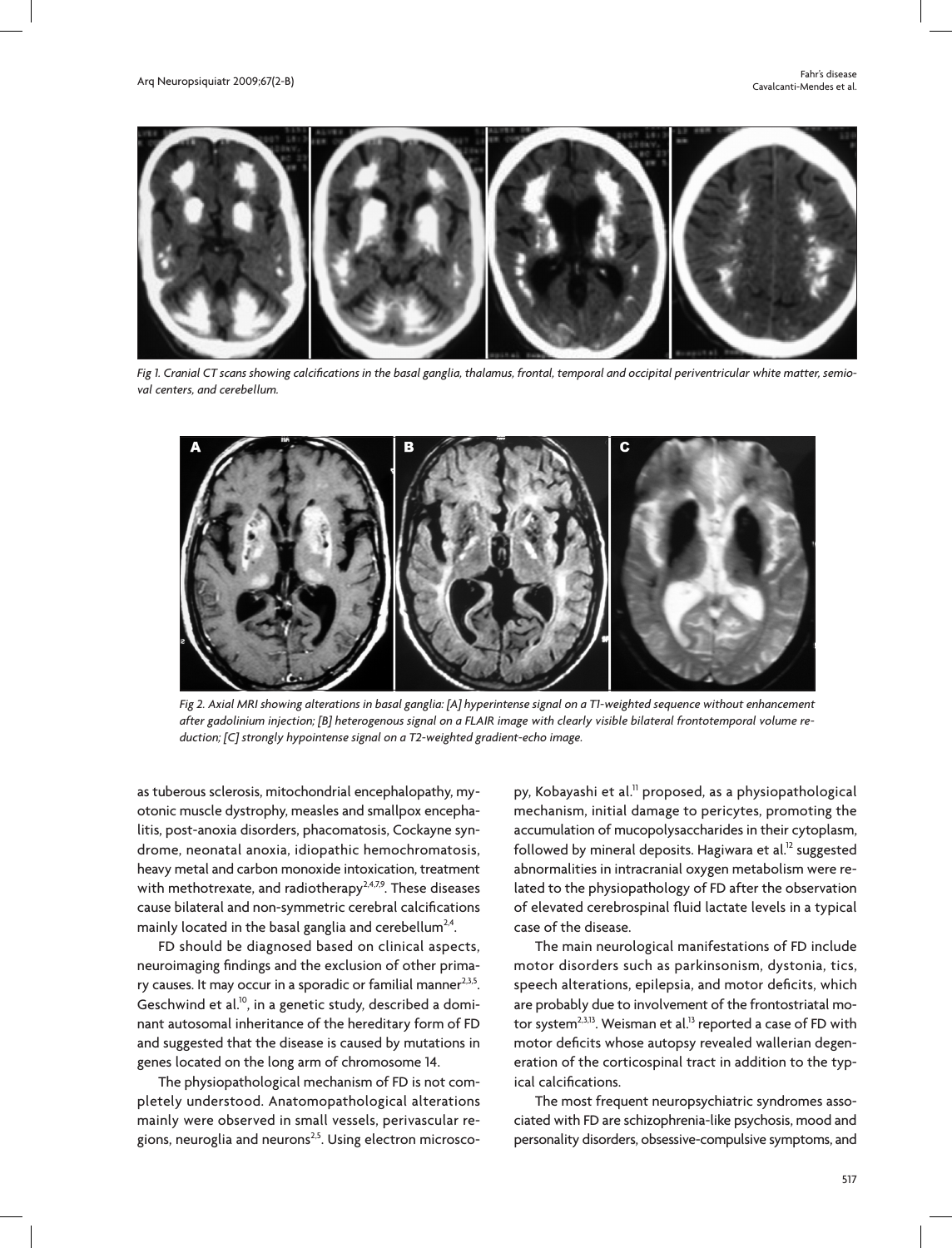Fig 1. Cranial CT scans showing calcifications in the basal ganglia, thalamus, frontal, temporal and occipital periventricular white matter, semioval centers, and cerebellum.

Fig 2. Axial MRI showing alterations in basal ganglia: [A] hyperintense signal on a T1-weighted sequence without enhancement after gadolinium injection; [B] heterogenous signal on a FLAIR image with clearly visible bilateral frontotemporal volume reduction; [C] strongly hypointense signal on a T2-weighted gradient-echo image.

as tuberous sclerosis, mitochondrial encephalopathy, myotonic muscle dystrophy, measles and smallpox encephalitis, post-anoxia disorders, phacomatosis, Cockayne syndrome, neonatal anoxia, idiopathic hemochromatosis, heavy metal and carbon monoxide intoxication, treatment with methotrexate, and radiotherapy[2,4,7,9]. These diseases cause bilateral and non-symmetric cerebral calcifications mainly located in the basal ganglia and cerebellum[2,4].

FD should be diagnosed based on clinical aspects, neuroimaging findings and the exclusion of other primary causes. It may occur in a sporadic or familial manner[2,3,5]. Geschwind et al.[10], in a genetic study, described a dominant autosomal inheritance of the hereditary form of FD and suggested that the disease is caused by mutations in genes located on the long arm of chromosome 14.

The physiopathological mechanism of FD is not completely understood. Anatomopathological alterations mainly were observed in small vessels, perivascular regions, neuroglia and neurons[2,5]. Using electron microscopy, Kobayashi et al.[11] proposed, as a physiopathological mechanism, initial damage to pericytes, promoting the accumulation of mucopolysaccharides in their cytoplasm, followed by mineral deposits. Hagiwara et al.[12] suggested abnormalities in intracranial oxygen metabolism were related to the physiopathology of FD after the observation of elevated cerebrospinal fluid lactate levels in a typical case of the disease.

The main neurological manifestations of FD include motor disorders such as parkinsonism, dystonia, tics, speech alterations, epilepsia, and motor deficits, which are probably due to involvement of the frontostriatal motor system[2,3,13]. Weisman et al.[13] reported a case of FD with motor deficits whose autopsy revealed wallerian degeneration of the corticospinal tract in addition to the typical calcifications.

The most frequent neuropsychiatric syndromes associated with FD are schizophrenia-like psychosis, mood and personality disorders, obsessive-compulsive symptoms, and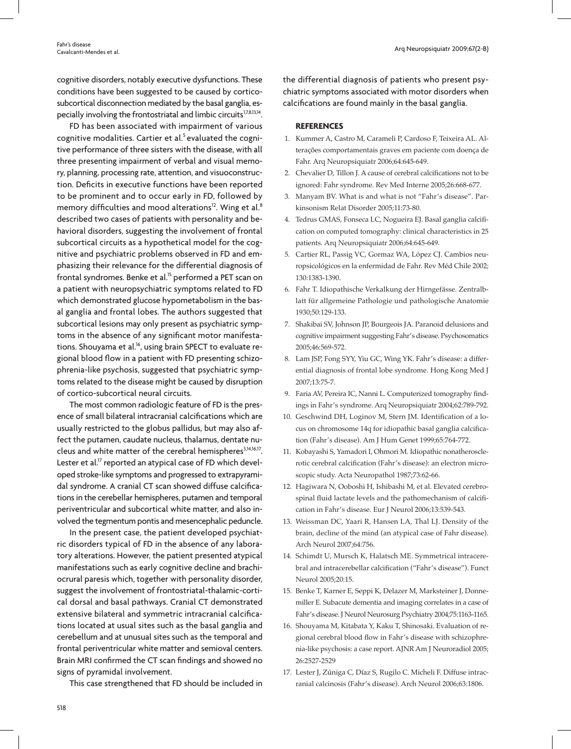cognitive disorders, notably executive dysfunctions. These conditions have been suggested to be caused by cortico-subcortical disconnection mediated by the basal ganglia, especially involving the frontostriatal and limbic circuits[1,7,8,13,14].

FD has been associated with impairment of various cognitive modalities. Cartier et al.[5] evaluated the cognitive performance of three sisters with the disease, with all three presenting impairment of verbal and visual memory, planning, processing rate, attention, and visuoconstruction. Deficits in executive functions have been reported to be prominent and to occur early in FD, followed by memory difficulties and mood alterations[12]. Wing et al.[8] described two cases of patients with personality and behavioral disorders, suggesting the involvement of frontal subcortical circuits as a hypothetical model for the cognitive and psychiatric problems observed in FD and emphasizing their relevance for the differential diagnosis of frontal syndromes. Benke et al.[15] performed a PET scan on a patient with neuropsychiatric symptoms related to FD which demonstrated glucose hypometabolism in the basal ganglia and frontal lobes. The authors suggested that subcortical lesions may only present as psychiatric symptoms in the absence of any significant motor manifestations. Shouyama et al.[16], using brain SPECT to evaluate regional blood flow in a patient with FD presenting schizophrenia-like psychosis, suggested that psychiatric symptoms related to the disease might be caused by disruption of cortico-subcortical neural circuits.

The most common radiologic feature of FD is the presence of small bilateral intracranial calcifications which are usually restricted to the globus pallidus, but may also affect the putamen, caudate nucleus, thalamus, dentate nucleus and white matter of the cerebral hemispheres[3,14,16,17]. Lester et al.[17] reported an atypical case of FD which developed stroke-like symptoms and progressed to extrapyramidal syndrome. A cranial CT scan showed diffuse calcifications in the cerebellar hemispheres, putamen and temporal periventricular and subcortical white matter, and also involved the tegmentum pontis and mesencephalic peduncle.

In the present case, the patient developed psychiatric disorders typical of FD in the absence of any laboratory alterations. However, the patient presented atypical manifestations such as early cognitive decline and brachiocrural paresis which, together with personality disorder, suggest the involvement of frontostriatal-thalamic-cortical dorsal and basal pathways. Cranial CT demonstrated extensive bilateral and symmetric intracranial calcifications located at usual sites such as the basal ganglia and cerebellum and at unusual sites such as the temporal and frontal periventricular white matter and semioval centers. Brain MRI confirmed the CT scan findings and showed no signs of pyramidal involvement.

This case strengthened that FD should be included in the differential diagnosis of patients who present psychiatric symptoms associated with motor disorders when calcifications are found mainly in the basal ganglia.

## REFERENCES

1. Kummer A, Castro M, Carameli P, Cardoso F, Teixeira AL. Alterações comportamentais graves em paciente com doença de Fahr. Arq Neuropsiquiatr 2006;64:645-649.
2. Chevalier D, Tillon J. A cause of cerebral calcifications not to be ignored: Fahr syndrome. Rev Med Interne 2005;26:668-677.
3. Manyam BV. What is and what is not "Fahr's disease". Parkinsonism Relat Disorder 2005;11:73-80.
4. Tedrus GMAS, Fonseca LC, Nogueira EJ. Basal ganglia calcification on computed tomography: clinical characteristics in 25 patients. Arq Neuropsiquiatr 2006;64:645-649.
5. Cartier RL, Passig VC, Gormaz WA, López CJ. Cambios neuropsicológicos en la enfermidad de Fahr. Rev Méd Chile 2002; 130:1383-1390.
6. Fahr T. Idiopathische Verkalkung der Hirngefässe. Zentralblatt für allgemeine Pathologie und pathologische Anatomie 1930;50:129-133.
7. Shakibai SV, Johnson JP, Bourgeois JA. Paranoid delusions and cognitive impairment suggesting Fahr's disease. Psychosomatics 2005;46:569-572.
8. Lam JSP, Fong SYY, Yiu GC, Wing YK. Fahr's disease: a differential diagnosis of frontal lobe syndrome. Hong Kong Med J 2007;13:75-7.
9. Faria AV, Pereira IC, Nanni L. Computerized tomography findings in Fahr's syndrome. Arq Neuropsiquiatr 2004;62:789-792.
10. Geschwind DH, Loginov M, Stern JM. Identification of a locus on chromosome 14q for idiopathic basal ganglia calcification (Fahr's disease). Am J Hum Genet 1999;65:764-772.
11. Kobayashi S, Yamadori I, Ohmori M. Idiopathic nonatherosclerotic cerebral calcification (Fahr's disease): an electron microscopic study. Acta Neuropathol 1987;73:62-66.
12. Hagiwara N, Ooboshi H, Ishibashi M, et al. Elevated cerebrospinal fluid lactate levels and the pathomechanism of calcification in Fahr's disease. Eur J Neurol 2006;13:539-543.
13. Weissman DC, Yaari R, Hansen LA, Thal LJ. Density of the brain, decline of the mind (an atypical case of Fahr disease). Arch Neurol 2007;64:756.
14. Schimdt U, Mursch K, Halatsch ME. Symmetrical intracerebral and intracerebellar calcification ("Fahr's disease"). Funct Neurol 2005;20:15.
15. Benke T, Karner E, Seppi K, Delazer M, Marksteiner J, Donnemiller E. Subacute dementia and imaging correlates in a case of Fahr's disease. J Neurol Neurosurg Psychiatry 2004;75:1163-1165.
16. Shouyama M, Kitabata Y, Kaku T, Shinosaki. Evaluation of regional cerebral blood flow in Fahr's disease with schizophrenia-like psychosis: a case report. AJNR Am J Neuroradiol 2005; 26:2527-2529
17. Lester J, Zúniga C, Díaz S, Rugilo C. Micheli F. Diffuse intracranial calcinosis (Fahr's disease). Arch Neurol 2006;63:1806.